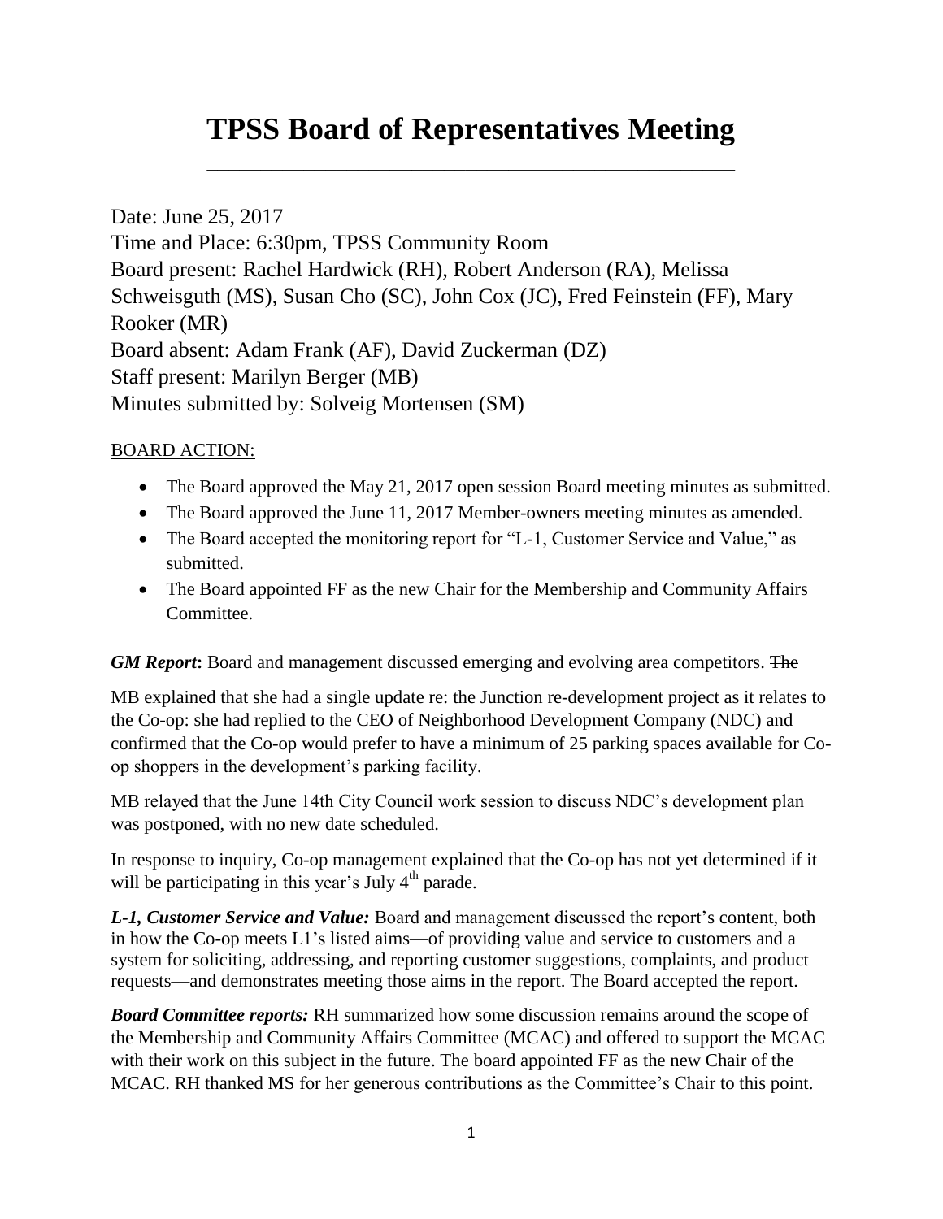# TPSS Board of Representatives Meeting

Date: June 25, 2017
Time and Place: 6:30pm, TPSS Community Room
Board present: Rachel Hardwick (RH), Robert Anderson (RA), Melissa Schweisguth (MS), Susan Cho (SC), John Cox (JC), Fred Feinstein (FF), Mary Rooker (MR)
Board absent: Adam Frank (AF), David Zuckerman (DZ)
Staff present: Marilyn Berger (MB)
Minutes submitted by: Solveig Mortensen (SM)

BOARD ACTION:

- The Board approved the May 21, 2017 open session Board meeting minutes as submitted.
- The Board approved the June 11, 2017 Member-owners meeting minutes as amended.
- The Board accepted the monitoring report for "L-1, Customer Service and Value," as submitted.
- The Board appointed FF as the new Chair for the Membership and Community Affairs Committee.

***GM Report*****:** Board and management discussed emerging and evolving area competitors. ~~The~~

MB explained that she had a single update re: the Junction re-development project as it relates to the Co-op: she had replied to the CEO of Neighborhood Development Company (NDC) and confirmed that the Co-op would prefer to have a minimum of 25 parking spaces available for Co-op shoppers in the development's parking facility.

MB relayed that the June 14th City Council work session to discuss NDC's development plan was postponed, with no new date scheduled.

In response to inquiry, Co-op management explained that the Co-op has not yet determined if it will be participating in this year's July 4th parade.

***L-1, Customer Service and Value:*** Board and management discussed the report's content, both in how the Co-op meets L1's listed aims—of providing value and service to customers and a system for soliciting, addressing, and reporting customer suggestions, complaints, and product requests—and demonstrates meeting those aims in the report. The Board accepted the report.

***Board Committee reports:*** RH summarized how some discussion remains around the scope of the Membership and Community Affairs Committee (MCAC) and offered to support the MCAC with their work on this subject in the future. The board appointed FF as the new Chair of the MCAC. RH thanked MS for her generous contributions as the Committee's Chair to this point.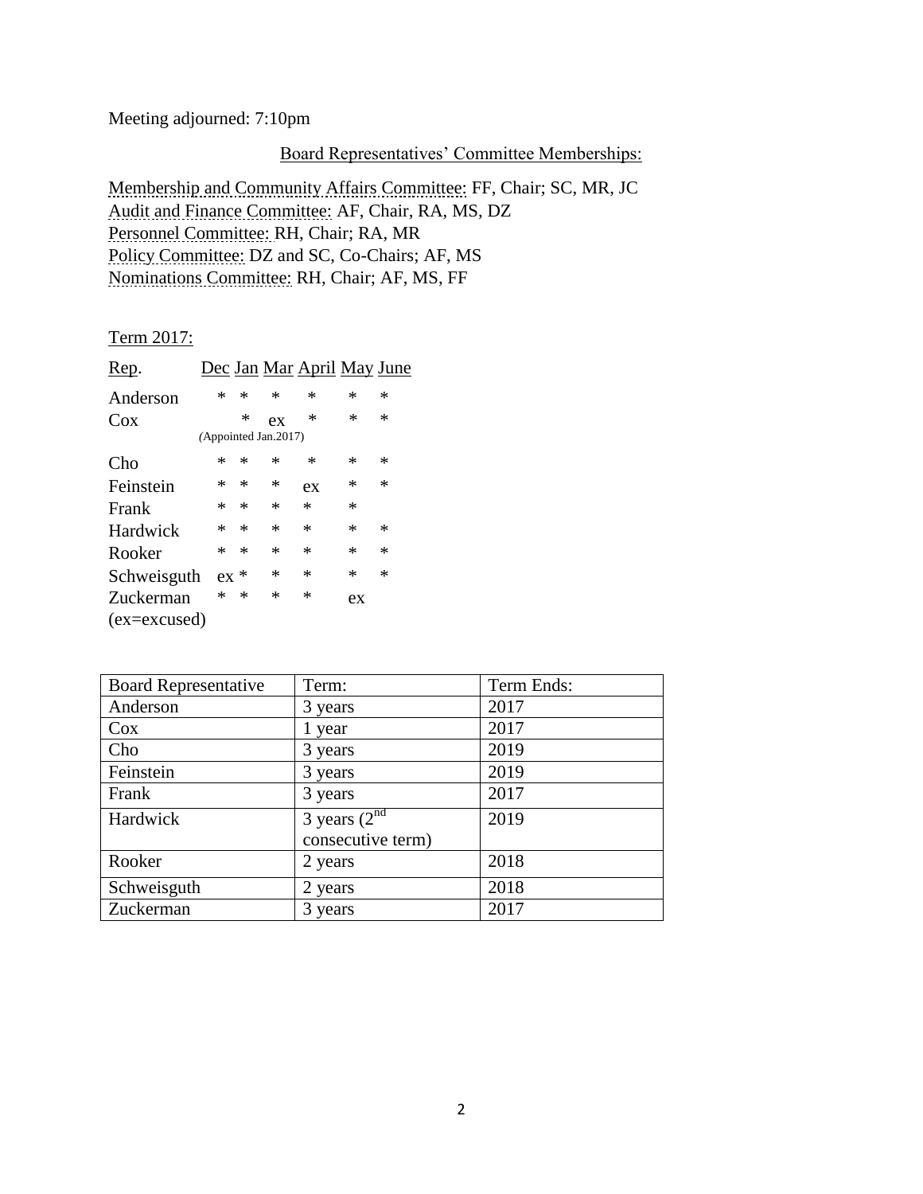Meeting adjourned: 7:10pm

Board Representatives' Committee Memberships:

Membership and Community Affairs Committee: FF, Chair; SC, MR, JC
Audit and Finance Committee: AF, Chair, RA, MS, DZ
Personnel Committee: RH, Chair; RA, MR
Policy Committee: DZ and SC, Co-Chairs; AF, MS
Nominations Committee: RH, Chair; AF, MS, FF

Term 2017:

| Rep. | Dec | Jan | Mar | April | May | June |
|---|---|---|---|---|---|---|
| Anderson | * | * | * | * | * | * |
| Cox (Appointed Jan.2017) | | * | ex | * | * | * |
| Cho | * | * | * | * | * | * |
| Feinstein | * | * | * | ex | * | * |
| Frank | * | * | * | * | * | |
| Hardwick | * | * | * | * | * | * |
| Rooker | * | * | * | * | * | * |
| Schweisguth | ex | * | * | * | * | * |
| Zuckerman | * | * | * | * | ex | |

(ex=excused)

| Board Representative | Term: | Term Ends: |
|---|---|---|
| Anderson | 3 years | 2017 |
| Cox | 1 year | 2017 |
| Cho | 3 years | 2019 |
| Feinstein | 3 years | 2019 |
| Frank | 3 years | 2017 |
| Hardwick | 3 years (2nd consecutive term) | 2019 |
| Rooker | 2 years | 2018 |
| Schweisguth | 2 years | 2018 |
| Zuckerman | 3 years | 2017 |